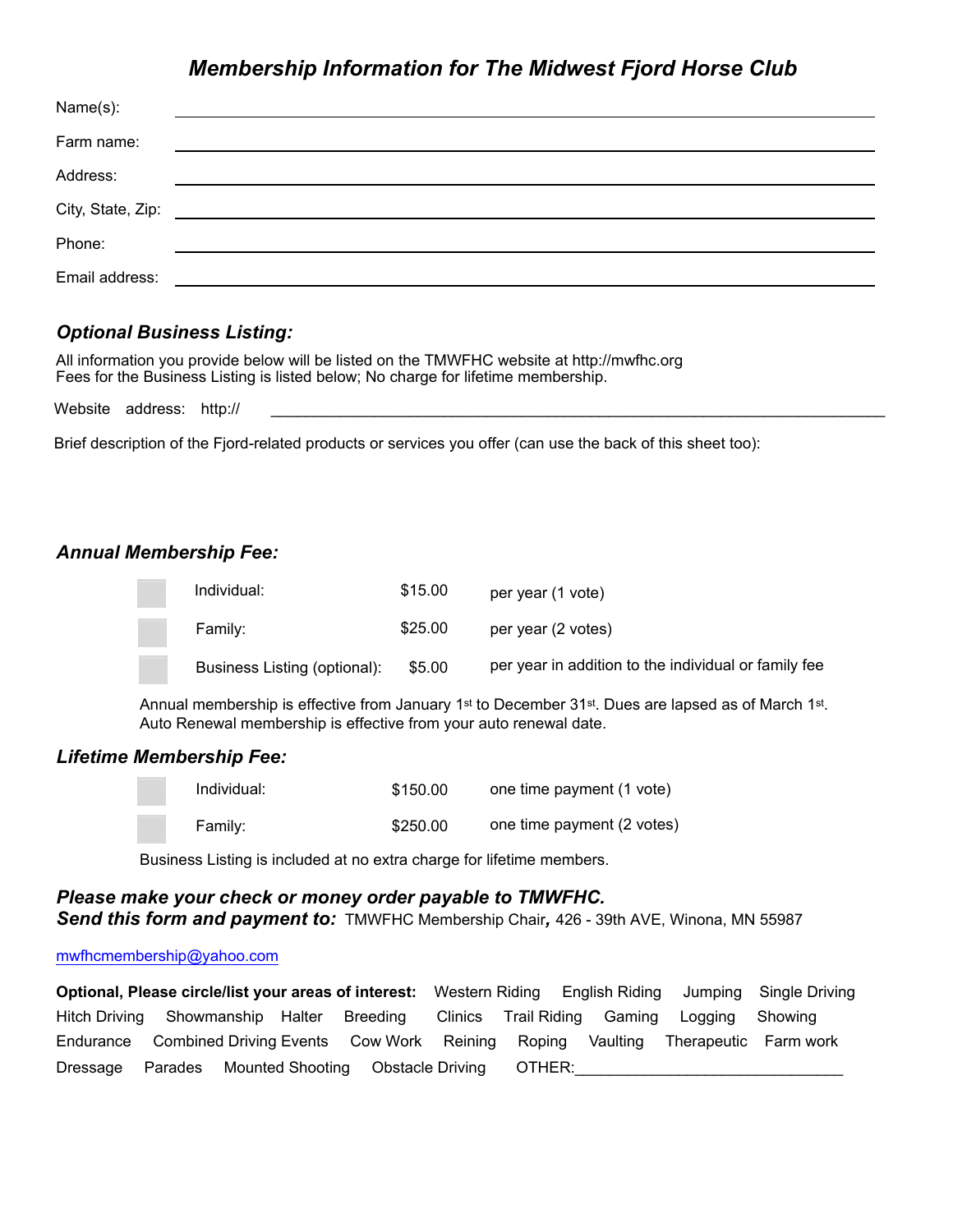# *Membership Information for The Midwest Fjord Horse Club*

Name(s): \_\_\_\_\_\_\_\_\_\_\_\_\_\_\_\_\_\_\_\_\_\_\_\_\_\_\_\_\_\_\_\_\_\_\_\_\_\_\_\_

Farm name: \_\_\_\_\_\_\_\_\_\_\_\_\_\_\_\_\_\_\_\_\_\_\_\_\_\_\_\_\_\_\_\_\_\_\_\_\_\_\_\_

Address: \_\_\_\_\_\_\_\_\_\_\_\_\_\_\_\_\_\_\_\_\_\_\_\_\_\_\_\_\_\_\_\_\_\_\_\_\_\_\_\_

City, State, Zip: \_\_\_\_\_\_\_\_\_\_\_\_\_\_\_\_\_\_\_\_\_\_\_\_\_\_\_\_\_\_\_\_\_\_\_\_\_\_\_\_

Phone: \_\_\_\_\_\_\_\_\_\_\_\_\_\_\_\_\_\_\_\_\_\_\_\_\_\_\_\_\_\_\_\_\_\_\_\_\_\_\_\_

Email address: \_\_\_\_\_\_\_\_\_\_\_\_\_\_\_\_\_\_\_\_\_\_\_\_\_\_\_\_\_\_\_\_\_\_\_\_\_\_\_\_

## *Optional Business Listing:*

All information you provide below will be listed on the TMWFHC website at http://mwfhc.org
Fees for the Business Listing is listed below; No charge for lifetime membership.

Website address: http:// \_\_\_\_\_\_\_\_\_\_\_\_\_\_\_\_\_\_\_\_\_\_\_\_\_\_\_\_\_\_\_\_\_\_\_\_\_\_\_\_

Brief description of the Fjord-related products or services you offer (can use the back of this sheet too):

## *Annual Membership Fee:*

| | | | |
|---|---|---|---|
| ☐ | Individual: | $15.00 | per year (1 vote) |
| ☐ | Family: | $25.00 | per year (2 votes) |
| ☐ | Business Listing (optional): | $5.00 | per year in addition to the individual or family fee |

Annual membership is effective from January 1st to December 31st. Dues are lapsed as of March 1st.
Auto Renewal membership is effective from your auto renewal date.

## *Lifetime Membership Fee:*

| | | | |
|---|---|---|---|
| ☐ | Individual: | $150.00 | one time payment (1 vote) |
| ☐ | Family: | $250.00 | one time payment (2 votes) |

Business Listing is included at no extra charge for lifetime members.

***Please make your check or money order payable to TMWFHC.***
***Send this form and payment to:*** TMWFHC Membership Chair, 426 - 39th AVE, Winona, MN 55987

mwfhcmembership@yahoo.com

**Optional, Please circle/list your areas of interest:** Western Riding English Riding Jumping Single Driving Hitch Driving Showmanship Halter Breeding Clinics Trail Riding Gaming Logging Showing Endurance Combined Driving Events Cow Work Reining Roping Vaulting Therapeutic Farm work Dressage Parades Mounted Shooting Obstacle Driving OTHER:\_\_\_\_\_\_\_\_\_\_\_\_\_\_\_\_\_\_\_\_\_\_\_\_\_\_\_\_\_\_\_\_